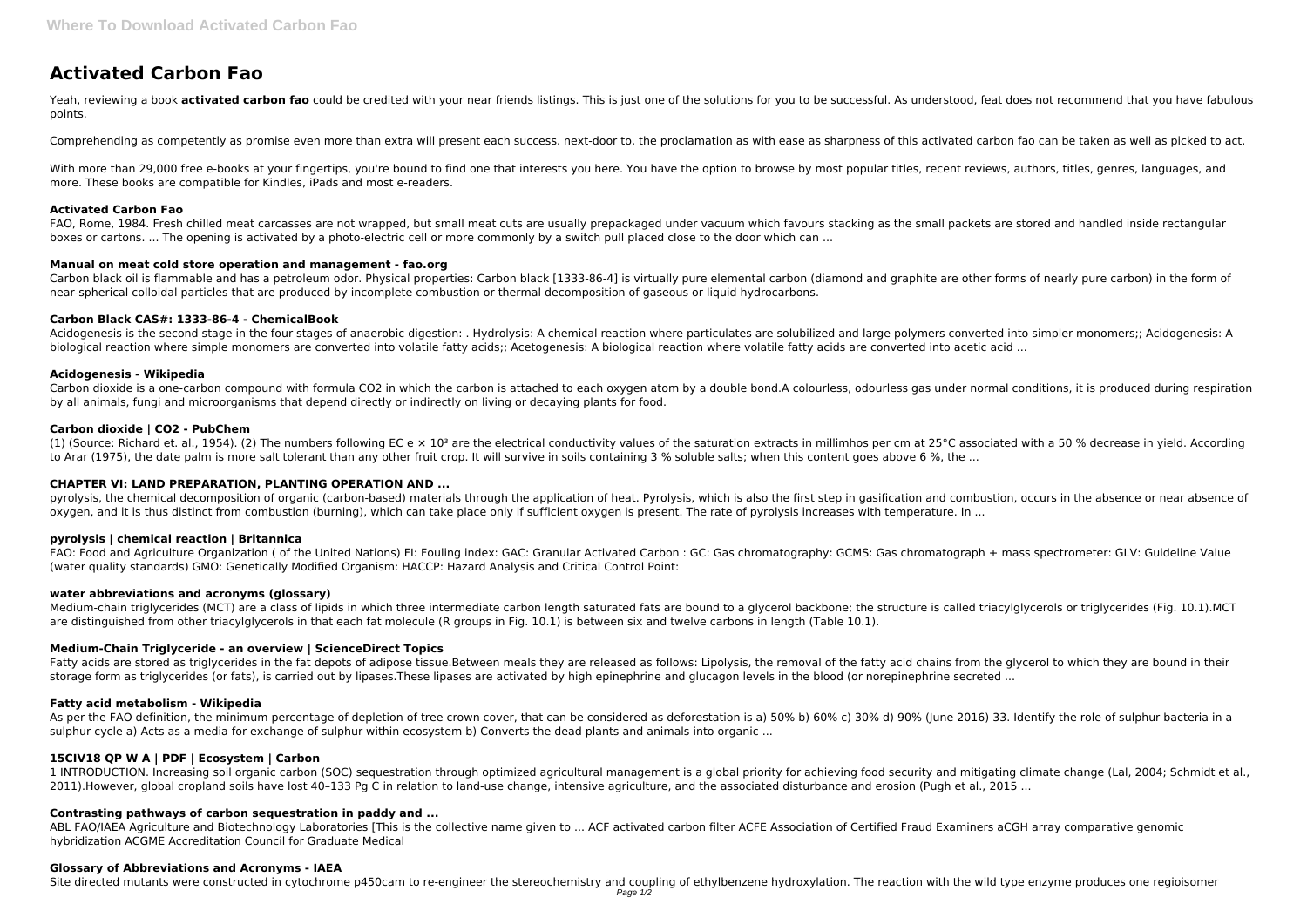# Activated Carbon Fao

Yeah, reviewing a book **activated carbon fao** could be credited with your near friends listings. This is just one of the solutions for you to be successful. As understood, feat does not recommend that you have fabulous points.

Comprehending as competently as promise even more than extra will present each success. next-door to, the proclamation as with ease as sharpness of this activated carbon fao can be taken as well as picked to act.

With more than 29,000 free e-books at your fingertips, you're bound to find one that interests you here. You have the option to browse by most popular titles, recent reviews, authors, titles, genres, languages, and more. These books are compatible for Kindles, iPads and most e-readers.

### Activated Carbon Fao

FAO, Rome, 1984. Fresh chilled meat carcasses are not wrapped, but small meat cuts are usually prepackaged under vacuum which favours stacking as the small packets are stored and handled inside rectangular boxes or cartons. ... The opening is activated by a photo-electric cell or more commonly by a switch pull placed close to the door which can ...

### Manual on meat cold store operation and management - fao.org

Carbon black oil is flammable and has a petroleum odor. Physical properties: Carbon black [1333-86-4] is virtually pure elemental carbon (diamond and graphite are other forms of nearly pure carbon) in the form of near-spherical colloidal particles that are produced by incomplete combustion or thermal decomposition of gaseous or liquid hydrocarbons.

### Carbon Black CAS#: 1333-86-4 - ChemicalBook

Acidogenesis is the second stage in the four stages of anaerobic digestion: . Hydrolysis: A chemical reaction where particulates are solubilized and large polymers converted into simpler monomers;; Acidogenesis: A biological reaction where simple monomers are converted into volatile fatty acids;; Acetogenesis: A biological reaction where volatile fatty acids are converted into acetic acid ...

### Acidogenesis - Wikipedia

Carbon dioxide is a one-carbon compound with formula CO2 in which the carbon is attached to each oxygen atom by a double bond.A colourless, odourless gas under normal conditions, it is produced during respiration by all animals, fungi and microorganisms that depend directly or indirectly on living or decaying plants for food.

### Carbon dioxide | CO2 - PubChem

(1) (Source: Richard et. al., 1954). (2) The numbers following EC e $\times$ $10^3$ are the electrical conductivity values of the saturation extracts in millimhos per cm at 25°C associated with a 50 % decrease in yield. According to Arar (1975), the date palm is more salt tolerant than any other fruit crop. It will survive in soils containing 3 % soluble salts; when this content goes above 6 %, the ...

### CHAPTER VI: LAND PREPARATION, PLANTING OPERATION AND ...

pyrolysis, the chemical decomposition of organic (carbon-based) materials through the application of heat. Pyrolysis, which is also the first step in gasification and combustion, occurs in the absence or near absence of oxygen, and it is thus distinct from combustion (burning), which can take place only if sufficient oxygen is present. The rate of pyrolysis increases with temperature. In ...

### pyrolysis | chemical reaction | Britannica

FAO: Food and Agriculture Organization ( of the United Nations) FI: Fouling index: GAC: Granular Activated Carbon : GC: Gas chromatography: GCMS: Gas chromatograph + mass spectrometer: GLV: Guideline Value (water quality standards) GMO: Genetically Modified Organism: HACCP: Hazard Analysis and Critical Control Point:

### water abbreviations and acronyms (glossary)

Medium-chain triglycerides (MCT) are a class of lipids in which three intermediate carbon length saturated fats are bound to a glycerol backbone; the structure is called triacylglycerols or triglycerides (Fig. 10.1).MCT are distinguished from other triacylglycerols in that each fat molecule (R groups in Fig. 10.1) is between six and twelve carbons in length (Table 10.1).

### Medium-Chain Triglyceride - an overview | ScienceDirect Topics

Fatty acids are stored as triglycerides in the fat depots of adipose tissue.Between meals they are released as follows: Lipolysis, the removal of the fatty acid chains from the glycerol to which they are bound in their storage form as triglycerides (or fats), is carried out by lipases.These lipases are activated by high epinephrine and glucagon levels in the blood (or norepinephrine secreted ...

### Fatty acid metabolism - Wikipedia

As per the FAO definition, the minimum percentage of depletion of tree crown cover, that can be considered as deforestation is a) 50% b) 60% c) 30% d) 90% (June 2016) 33. Identify the role of sulphur bacteria in a sulphur cycle a) Acts as a media for exchange of sulphur within ecosystem b) Converts the dead plants and animals into organic ...

### 15CIV18 QP W A | PDF | Ecosystem | Carbon

1 INTRODUCTION. Increasing soil organic carbon (SOC) sequestration through optimized agricultural management is a global priority for achieving food security and mitigating climate change (Lal, 2004; Schmidt et al., 2011).However, global cropland soils have lost 40–133 Pg C in relation to land-use change, intensive agriculture, and the associated disturbance and erosion (Pugh et al., 2015 ...

### Contrasting pathways of carbon sequestration in paddy and ...

ABL FAO/IAEA Agriculture and Biotechnology Laboratories [This is the collective name given to ... ACF activated carbon filter ACFE Association of Certified Fraud Examiners aCGH array comparative genomic hybridization ACGME Accreditation Council for Graduate Medical

### Glossary of Abbreviations and Acronyms - IAEA

Site directed mutants were constructed in cytochrome p450cam to re-engineer the stereochemistry and coupling of ethylbenzene hydroxylation. The reaction with the wild type enzyme produces one regioisomer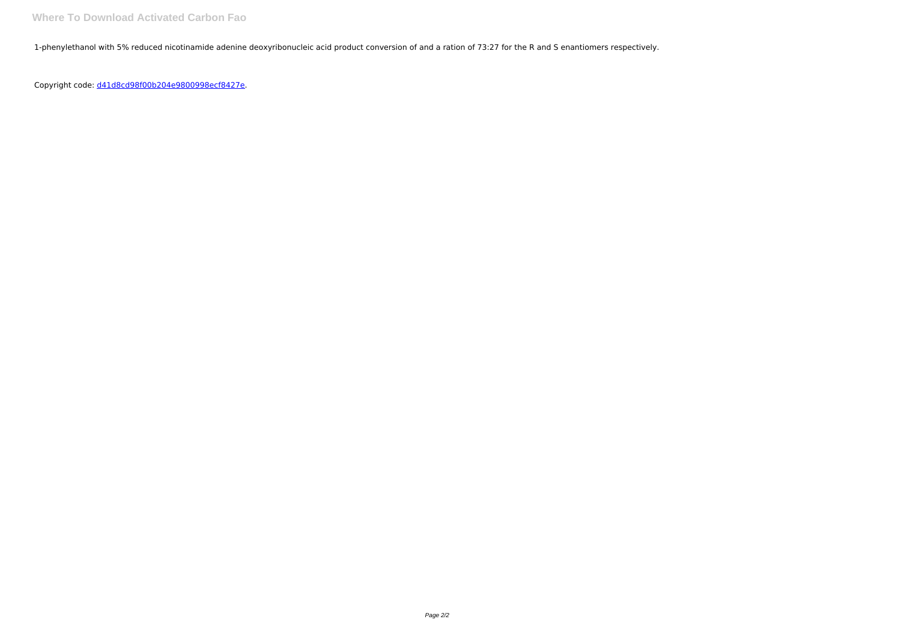1-phenylethanol with 5% reduced nicotinamide adenine deoxyribonucleic acid product conversion of and a ration of 73:27 for the R and S enantiomers respectively.

Copyright code: d41d8cd98f00b204e9800998ecf8427e.